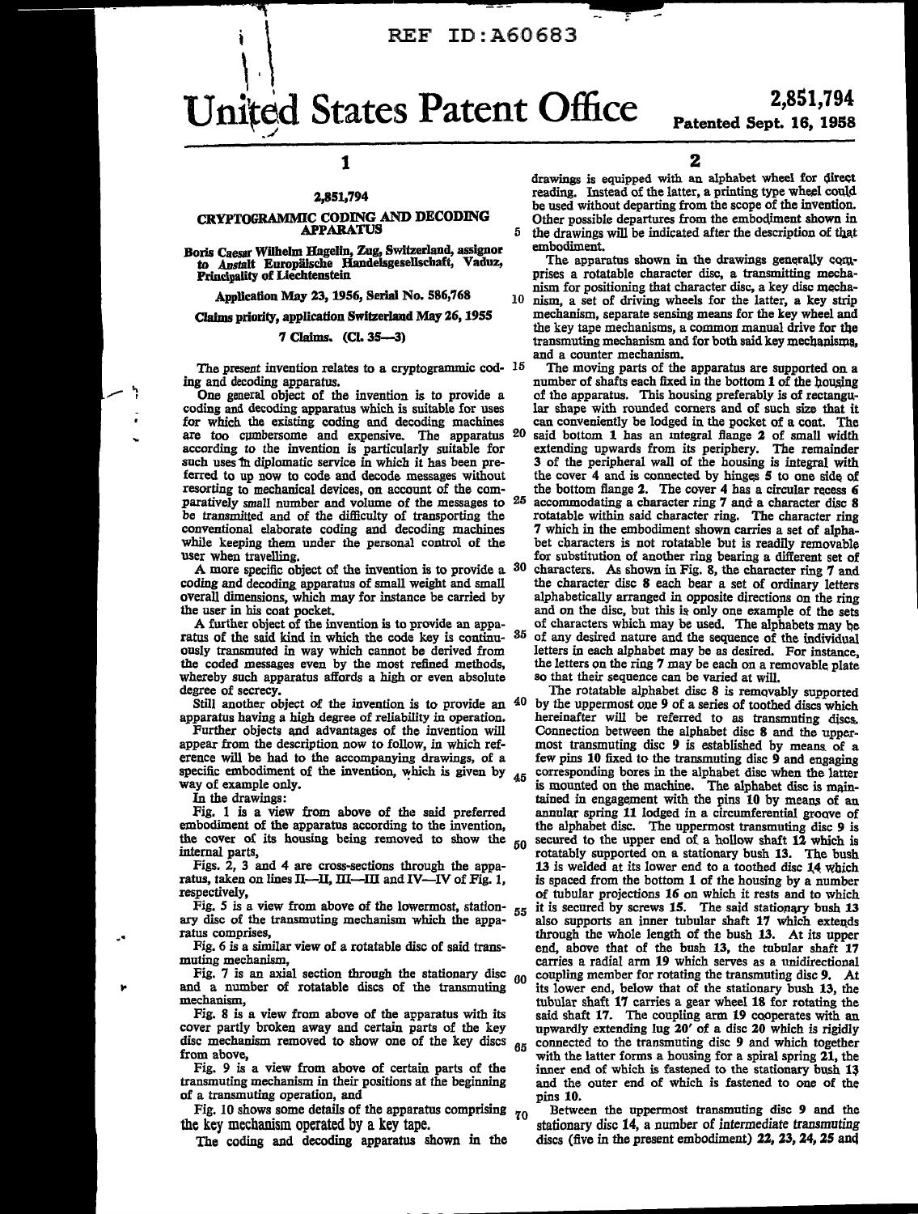REF ID:A60683

# United States Patent Office

**2,851,794**

**Patented Sept. 16, 1958**

## 2,851,794

## CRYPTOGRAMMIC CODING AND DECODING APPARATUS

Boris Caesar Wilhelm Hagelin, Zug, Switzerland, assignor to Anstalt Europäische Handelsgesellschaft, Vaduz, Principality of Liechtenstein

Application May 23, 1956, Serial No. 586,768

Claims priority, application Switzerland May 26, 1955

7 Claims. (Cl. 35—3)

The present invention relates to a cryptogrammic coding and decoding apparatus.

One general object of the invention is to provide a coding and decoding apparatus which is suitable for uses for which the existing coding and decoding machines are too cumbersome and expensive. The apparatus according to the invention is particularly suitable for such uses in diplomatic service in which it has been preferred to up now to code and decode messages without resorting to mechanical devices, on account of the comparatively small number and volume of the messages to be transmitted and of the difficulty of transporting the conventional elaborate coding and decoding machines while keeping them under the personal control of the user when travelling.

A more specific object of the invention is to provide a coding and decoding apparatus of small weight and small overall dimensions, which may for instance be carried by the user in his coat pocket.

A further object of the invention is to provide an apparatus of the said kind in which the code key is continuously transmuted in way which cannot be derived from the coded messages even by the most refined methods, whereby such apparatus affords a high or even absolute degree of secrecy.

Still another object of the invention is to provide an apparatus having a high degree of reliability in operation.

Further objects and advantages of the invention will appear from the description now to follow, in which reference will be had to the accompanying drawings, of a specific embodiment of the invention, which is given by way of example only.

In the drawings:

Fig. 1 is a view from above of the said preferred embodiment of the apparatus according to the invention, the cover of its housing being removed to show the internal parts,

Figs. 2, 3 and 4 are cross-sections through the apparatus, taken on lines II—II, III—III and IV—IV of Fig. 1, respectively,

Fig. 5 is a view from above of the lowermost, stationary disc of the transmuting mechanism which the apparatus comprises,

Fig. 6 is a similar view of a rotatable disc of said transmuting mechanism,

Fig. 7 is an axial section through the stationary disc and a number of rotatable discs of the transmuting mechanism,

Fig. 8 is a view from above of the apparatus with its cover partly broken away and certain parts of the key disc mechanism removed to show one of the key discs from above,

Fig. 9 is a view from above of certain parts of the transmuting mechanism in their positions at the beginning of a transmuting operation, and

Fig. 10 shows some details of the apparatus comprising the key mechanism operated by a key tape.

The coding and decoding apparatus shown in the drawings is equipped with an alphabet wheel for direct reading. Instead of the latter, a printing type wheel could be used without departing from the scope of the invention. Other possible departures from the embodiment shown in the drawings will be indicated after the description of that embodiment.

The apparatus shown in the drawings generally comprises a rotatable character disc, a transmitting mechanism for positioning that character disc, a key disc mechanism, a set of driving wheels for the latter, a key strip mechanism, separate sensing means for the key wheel and the key tape mechanisms, a common manual drive for the transmuting mechanism and for both said key mechanisms, and a counter mechanism.

The moving parts of the apparatus are supported on a number of shafts each fixed in the bottom 1 of the housing of the apparatus. This housing preferably is of rectangular shape with rounded corners and of such size that it can conveniently be lodged in the pocket of a coat. The said bottom 1 has an integral flange 2 of small width extending upwards from its periphery. The remainder 3 of the peripheral wall of the housing is integral with the cover 4 and is connected by hinges 5 to one side of the bottom flange 2. The cover 4 has a circular recess 6 accommodating a character ring 7 and a character disc 8 rotatable within said character ring. The character ring 7 which in the embodiment shown carries a set of alphabet characters is not rotatable but is readily removable for substitution of another ring bearing a different set of characters. As shown in Fig. 8, the character ring 7 and the character disc 8 each bear a set of ordinary letters alphabetically arranged in opposite directions on the ring and on the disc, but this is only one example of the sets of characters which may be used. The alphabets may be of any desired nature and the sequence of the individual letters in each alphabet may be as desired. For instance, the letters on the ring 7 may be each on a removable plate so that their sequence can be varied at will.

The rotatable alphabet disc 8 is removably supported by the uppermost one 9 of a series of toothed discs which hereinafter will be referred to as transmuting discs. Connection between the alphabet disc 8 and the uppermost transmuting disc 9 is established by means of a few pins 10 fixed to the transmuting disc 9 and engaging corresponding bores in the alphabet disc when the latter is mounted on the machine. The alphabet disc is maintained in engagement with the pins 10 by means of an annular spring 11 lodged in a circumferential groove of the alphabet disc. The uppermost transmuting disc 9 is secured to the upper end of a hollow shaft 12 which is rotatably supported on a stationary bush 13. The bush 13 is welded at its lower end to a toothed disc 14 which is spaced from the bottom 1 of the housing by a number of tubular projections 16 on which it rests and to which it is secured by screws 15. The said stationary bush 13 also supports an inner tubular shaft 17 which extends through the whole length of the bush 13. At its upper end, above that of the bush 13, the tubular shaft 17 carries a radial arm 19 which serves as a unidirectional coupling member for rotating the transmuting disc 9. At its lower end, below that of the stationary bush 13, the tubular shaft 17 carries a gear wheel 18 for rotating the said shaft 17. The coupling arm 19 cooperates with an upwardly extending lug 20' of a disc 20 which is rigidly connected to the transmuting disc 9 and which together with the latter forms a housing for a spiral spring 21, the inner end of which is fastened to the stationary bush 13 and the outer end of which is fastened to one of the pins 10.

Between the uppermost transmuting disc 9 and the stationary disc 14, a number of intermediate transmuting discs (five in the present embodiment) 22, 23, 24, 25 and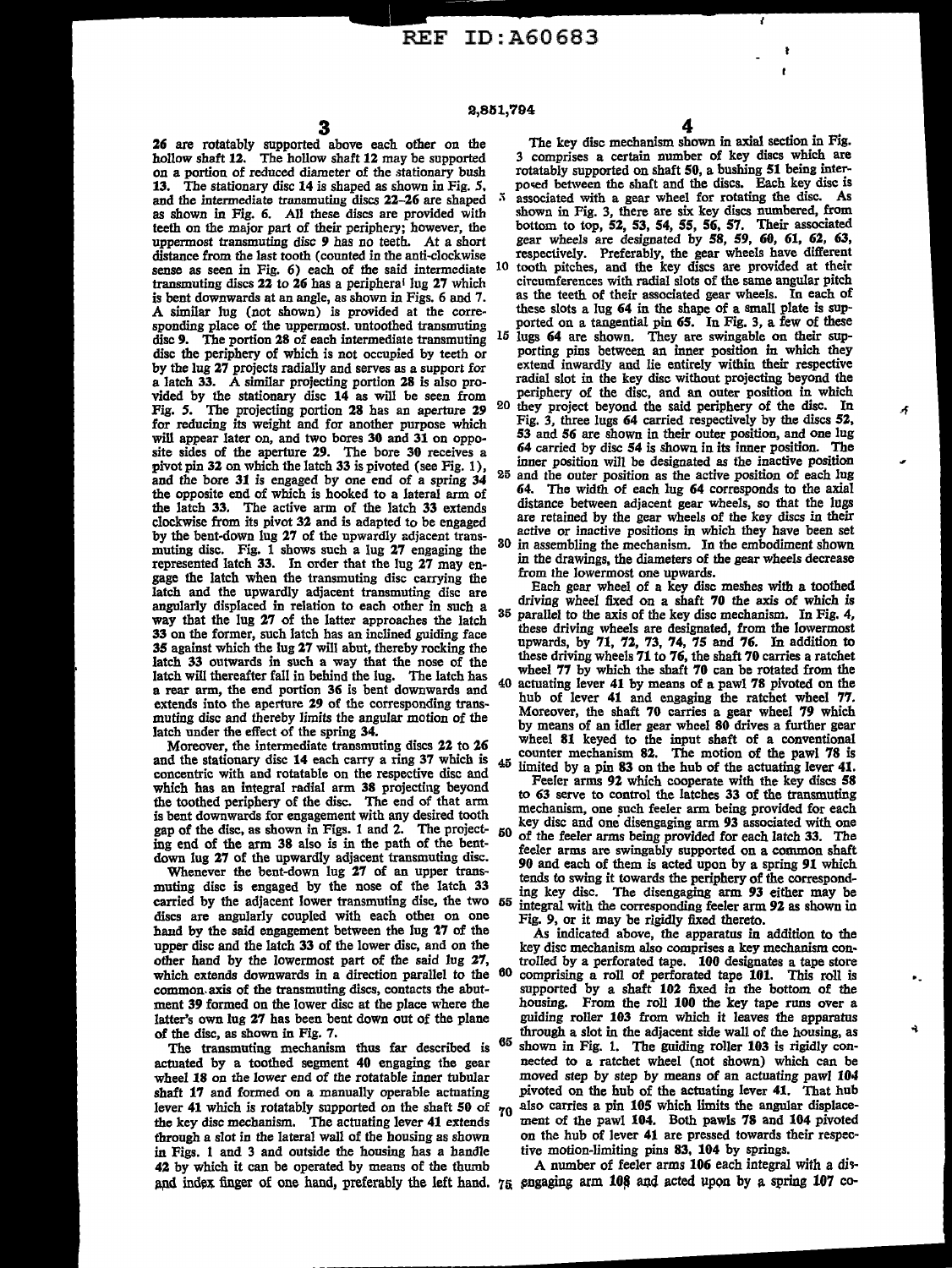26 are rotatably supported above each other on the hollow shaft 12. The hollow shaft 12 may be supported on a portion of reduced diameter of the stationary bush 13. The stationary disc 14 is shaped as shown in Fig. 5, and the intermediate transmuting discs 22–26 are shaped as shown in Fig. 6. All these discs are provided with teeth on the major part of their periphery; however, the uppermost transmuting disc 9 has no teeth. At a short distance from the last tooth (counted in the anti-clockwise sense as seen in Fig. 6) each of the said intermediate transmuting discs 22 to 26 has a peripheral lug 27 which is bent downwards at an angle, as shown in Figs. 6 and 7. A similar lug (not shown) is provided at the corresponding place of the uppermost untoothed transmuting disc 9. The portion 28 of each intermediate transmuting disc the periphery of which is not occupied by teeth or by the lug 27 projects radially and serves as a support for a latch 33. A similar projecting portion 28 is also provided by the stationary disc 14 as will be seen from Fig. 5. The projecting portion 28 has an aperture 29 for reducing its weight and for another purpose which will appear later on, and two bores 30 and 31 on opposite sides of the aperture 29. The bore 30 receives a pivot pin 32 on which the latch 33 is pivoted (see Fig. 1), and the bore 31 is engaged by one end of a spring 34 the opposite end of which is hooked to a lateral arm of the latch 33. The active arm of the latch 33 extends clockwise from its pivot 32 and is adapted to be engaged by the bent-down lug 27 of the upwardly adjacent transmuting disc. Fig. 1 shows such a lug 27 engaging the represented latch 33. In order that the lug 27 may engage the latch when the transmuting disc carrying the latch and the upwardly adjacent transmuting disc are angularly displaced in relation to each other in such a way that the lug 27 of the latter approaches the latch 33 on the former, such latch has an inclined guiding face 35 against which the lug 27 will abut, thereby rocking the latch 33 outwards in such a way that the nose of the latch will thereafter fall in behind the lug. The latch has a rear arm, the end portion 36 is bent downwards and extends into the aperture 29 of the corresponding transmuting disc and thereby limits the angular motion of the latch under the effect of the spring 34.

Moreover, the intermediate transmuting discs 22 to 26 and the stationary disc 14 each carry a ring 37 which is concentric with and rotatable on the respective disc and which has an integral radial arm 38 projecting beyond the toothed periphery of the disc. The end of that arm is bent downwards for engagement with any desired tooth gap of the disc, as shown in Figs. 1 and 2. The projecting end of the arm 38 also is in the path of the bent-down lug 27 of the upwardly adjacent transmuting disc.

Whenever the bent-down lug 27 of an upper transmuting disc is engaged by the nose of the latch 33 carried by the adjacent lower transmuting disc, the two discs are angularly coupled with each other on one hand by the said engagement between the lug 27 of the upper disc and the latch 33 of the lower disc, and on the other hand by the lowermost part of the said lug 27, which extends downwards in a direction parallel to the common axis of the transmuting discs, contacts the abutment 39 formed on the lower disc at the place where the latter's own lug 27 has been bent down out of the plane of the disc, as shown in Fig. 7.

The transmuting mechanism thus far described is actuated by a toothed segment 40 engaging the gear wheel 18 on the lower end of the rotatable inner tubular shaft 17 and formed on a manually operable actuating lever 41 which is rotatably supported on the shaft 50 of the key disc mechanism. The actuating lever 41 extends through a slot in the lateral wall of the housing as shown in Figs. 1 and 3 and outside the housing has a handle 42 by which it can be operated by means of the thumb and index finger of one hand, preferably the left hand.

The key disc mechanism shown in axial section in Fig. 3 comprises a certain number of key discs which are rotatably supported on shaft 50, a bushing 51 being interposed between the shaft and the discs. Each key disc is associated with a gear wheel for rotating the disc. As shown in Fig. 3, there are six key discs numbered, from bottom to top, 52, 53, 54, 55, 56, 57. Their associated gear wheels are designated by 58, 59, 60, 61, 62, 63, respectively. Preferably, the gear wheels have different tooth pitches, and the key discs are provided at their circumferences with radial slots of the same angular pitch as the teeth of their associated gear wheels. In each of these slots a lug 64 in the shape of a small plate is supported on a tangential pin 65. In Fig. 3, a few of these lugs 64 are shown. They are swingable on their supporting pins between an inner position in which they extend inwardly and lie entirely within their respective radial slot in the key disc without projecting beyond the periphery of the disc, and an outer position in which they project beyond the said periphery of the disc. In Fig. 3, three lugs 64 carried respectively by the discs 52, 53 and 56 are shown in their outer position, and one lug 64 carried by disc 54 is shown in its inner position. The inner position will be designated as the inactive position and the outer position as the active position of each lug 64. The width of each lug 64 corresponds to the axial distance between adjacent gear wheels, so that the lugs are retained by the gear wheels of the key discs in their active or inactive positions in which they have been set in assembling the mechanism. In the embodiment shown in the drawings, the diameters of the gear wheels decrease from the lowermost one upwards.

Each gear wheel of a key disc meshes with a toothed driving wheel fixed on a shaft 70 the axis of which is parallel to the axis of the key disc mechanism. In Fig. 4, these driving wheels are designated, from the lowermost upwards, by 71, 72, 73, 74, 75 and 76. In addition to these driving wheels 71 to 76, the shaft 70 carries a ratchet wheel 77 by which the shaft 70 can be rotated from the actuating lever 41 by means of a pawl 78 pivoted on the hub of lever 41 and engaging the ratchet wheel 77. Moreover, the shaft 70 carries a gear wheel 79 which by means of an idler gear wheel 80 drives a further gear wheel 81 keyed to the input shaft of a conventional counter mechanism 82. The motion of the pawl 78 is limited by a pin 83 on the hub of the actuating lever 41.

Feeler arms 92 which cooperate with the key discs 58 to 63 serve to control the latches 33 of the transmuting mechanism, one such feeler arm being provided for each key disc and one disengaging arm 93 associated with one of the feeler arms being provided for each latch 33. The feeler arms are swingably supported on a common shaft 90 and each of them is acted upon by a spring 91 which tends to swing it towards the periphery of the corresponding key disc. The disengaging arm 93 either may be integral with the corresponding feeler arm 92 as shown in Fig. 9, or it may be rigidly fixed thereto.

As indicated above, the apparatus in addition to the key disc mechanism also comprises a key mechanism controlled by a perforated tape. 100 designates a tape store comprising a roll of perforated tape 101. This roll is supported by a shaft 102 fixed in the bottom of the housing. From the roll 100 the key tape runs over a guiding roller 103 from which it leaves the apparatus through a slot in the adjacent side wall of the housing, as shown in Fig. 1. The guiding roller 103 is rigidly connected to a ratchet wheel (not shown) which can be moved step by step by means of an actuating pawl 104 pivoted on the hub of the actuating lever 41. That hub also carries a pin 105 which limits the angular displacement of the pawl 104. Both pawls 78 and 104 pivoted on the hub of lever 41 are pressed towards their respective motion-limiting pins 83, 104 by springs.

A number of feeler arms 106 each integral with a disengaging arm 108 and acted upon by a spring 107 co-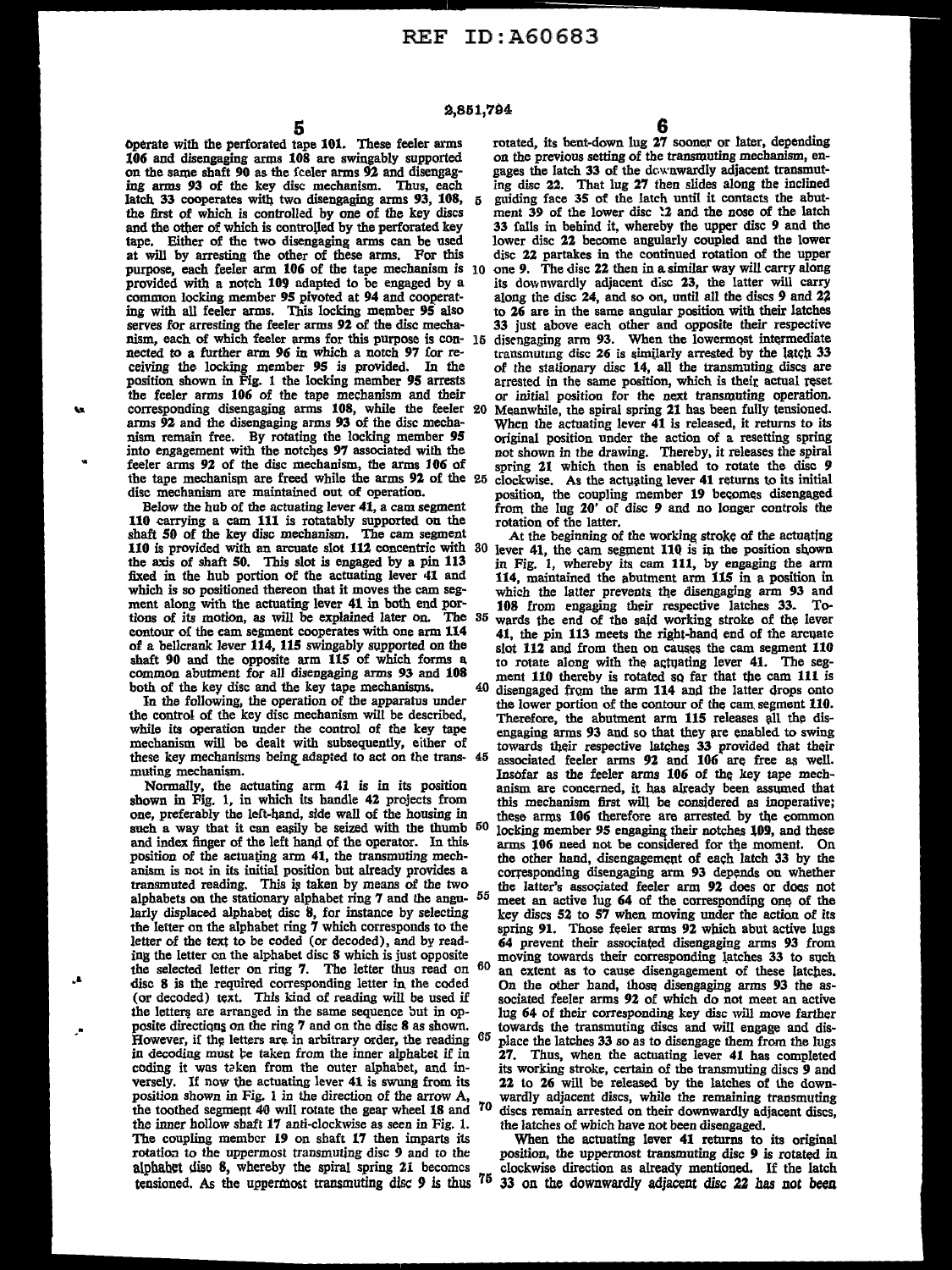operate with the perforated tape 101. These feeler arms 106 and disengaging arms 108 are swingably supported on the same shaft 90 as the feeler arms 92 and disengaging arms 93 of the key disc mechanism. Thus, each latch 33 cooperates with two disengaging arms 93, 108, the first of which is controlled by one of the key discs and the other of which is controlled by the perforated key tape. Either of the two disengaging arms can be used at will by arresting the other of these arms. For this purpose, each feeler arm 106 of the tape mechanism is provided with a notch 109 adapted to be engaged by a common locking member 95 pivoted at 94 and cooperating with all feeler arms. This locking member 95 also serves for arresting the feeler arms 92 of the disc mechanism, each of which feeler arms for this purpose is connected to a further arm 96 in which a notch 97 for receiving the locking member 95 is provided. In the position shown in Fig. 1 the locking member 95 arrests the feeler arms 106 of the tape mechanism and their corresponding disengaging arms 108, while the feeler arms 92 and the disengaging arms 93 of the disc mechanism remain free. By rotating the locking member 95 into engagement with the notches 97 associated with the feeler arms 92 of the disc mechanism, the arms 106 of the tape mechanism are freed while the arms 92 of the disc mechanism are maintained out of operation.

Below the hub of the actuating lever 41, a cam segment 110 carrying a cam 111 is rotatably supported on the shaft 50 of the key disc mechanism. The cam segment 110 is provided with an arcuate slot 112 concentric with the axis of shaft 50. This slot is engaged by a pin 113 fixed in the hub portion of the actuating lever 41 and which is so positioned thereon that it moves the cam segment along with the actuating lever 41 in both end portions of its motion, as will be explained later on. The contour of the cam segment cooperates with one arm 114 of a bellcrank lever 114, 115 swingably supported on the shaft 90 and the opposite arm 115 of which forms a common abutment for all disengaging arms 93 and 108 both of the key disc and the key tape mechanisms.

In the following, the operation of the apparatus under the control of the key disc mechanism will be described, while its operation under the control of the key tape mechanism will be dealt with subsequently, either of these key mechanisms being adapted to act on the transmuting mechanism.

Normally, the actuating arm 41 is in its position shown in Fig. 1, in which its handle 42 projects from one, preferably the left-hand, side wall of the housing in such a way that it can easily be seized with the thumb and index finger of the left hand of the operator. In this position of the actuating arm 41, the transmuting mechanism is not in its initial position but already provides a transmuted reading. This is taken by means of the two alphabets on the stationary alphabet ring 7 and the angularly displaced alphabet disc 8, for instance by selecting the letter on the alphabet ring 7 which corresponds to the letter of the text to be coded (or decoded), and by reading the letter on the alphabet disc 8 which is just opposite the selected letter on ring 7. The letter thus read on disc 8 is the required corresponding letter in the coded (or decoded) text. This kind of reading will be used if the letters are arranged in the same sequence but in opposite directions on the ring 7 and on the disc 8 as shown. However, if the letters are in arbitrary order, the reading in decoding must be taken from the inner alphabet if in coding it was taken from the outer alphabet, and inversely. If now the actuating lever 41 is swung from its position shown in Fig. 1 in the direction of the arrow A, the toothed segment 40 will rotate the gear wheel 18 and the inner hollow shaft 17 anti-clockwise as seen in Fig. 1. The coupling member 19 on shaft 17 then imparts its rotation to the uppermost transmuting disc 9 and to the alphabet disc 8, whereby the spiral spring 21 becomes tensioned. As the uppermost transmuting disc 9 is thus rotated, its bent-down lug 27 sooner or later, depending on the previous setting of the transmuting mechanism, engages the latch 33 of the downwardly adjacent transmuting disc 22. That lug 27 then slides along the inclined guiding face 35 of the latch until it contacts the abutment 39 of the lower disc 22 and the nose of the latch 33 falls in behind it, whereby the upper disc 9 and the lower disc 22 become angularly coupled and the lower disc 22 partakes in the continued rotation of the upper one 9. The disc 22 then in a similar way will carry along its downwardly adjacent disc 23, the latter will carry along the disc 24, and so on, until all the discs 9 and 22 to 26 are in the same angular position with their latches 33 just above each other and opposite their respective disengaging arm 93. When the lowermost intermediate transmuting disc 26 is similarly arrested by the latch 33 of the stationary disc 14, all the transmuting discs are arrested in the same position, which is their actual reset or initial position for the next transmuting operation. Meanwhile, the spiral spring 21 has been fully tensioned. When the actuating lever 41 is released, it returns to its original position under the action of a resetting spring not shown in the drawing. Thereby, it releases the spiral spring 21 which then is enabled to rotate the disc 9 clockwise. As the actuating lever 41 returns to its initial position, the coupling member 19 becomes disengaged from the lug 20' of disc 9 and no longer controls the rotation of the latter.

At the beginning of the working stroke of the actuating lever 41, the cam segment 110 is in the position shown in Fig. 1, whereby its cam 111, by engaging the arm 114, maintained the abutment arm 115 in a position in which the latter prevents the disengaging arm 93 and 108 from engaging their respective latches 33. Towards the end of the said working stroke of the lever 41, the pin 113 meets the right-hand end of the arcuate slot 112 and from then on causes the cam segment 110 to rotate along with the actuating lever 41. The segment 110 thereby is rotated so far that the cam 111 is disengaged from the arm 114 and the latter drops onto the lower portion of the contour of the cam segment 110. Therefore, the abutment arm 115 releases all the disengaging arms 93 and so that they are enabled to swing towards their respective latches 33 provided that their associated feeler arms 92 and 106 are free as well. Insofar as the feeler arms 106 of the key tape mechanism are concerned, it has already been assumed that this mechanism first will be considered as inoperative; these arms 106 therefore are arrested by the common locking member 95 engaging their notches 109, and these arms 106 need not be considered for the moment. On the other hand, disengagement of each latch 33 by the corresponding disengaging arm 93 depends on whether the latter's associated feeler arm 92 does or does not meet an active lug 64 of the corresponding one of the key discs 52 to 57 when moving under the action of its spring 91. Those feeler arms 92 which abut active lugs 64 prevent their associated disengaging arms 93 from moving towards their corresponding latches 33 to such an extent as to cause disengagement of these latches. On the other hand, those disengaging arms 93 the associated feeler arms 92 of which do not meet an active lug 64 of their corresponding key disc will move farther towards the transmuting discs and will engage and displace the latches 33 so as to disengage them from the lugs 27. Thus, when the actuating lever 41 has completed its working stroke, certain of the transmuting discs 9 and 22 to 26 will be released by the latches of the downwardly adjacent discs, while the remaining transmuting discs remain arrested on their downwardly adjacent discs, the latches of which have not been disengaged.

When the actuating lever 41 returns to its original position, the uppermost transmuting disc 9 is rotated in clockwise direction as already mentioned. If the latch 33 on the downwardly adjacent disc 22 has not been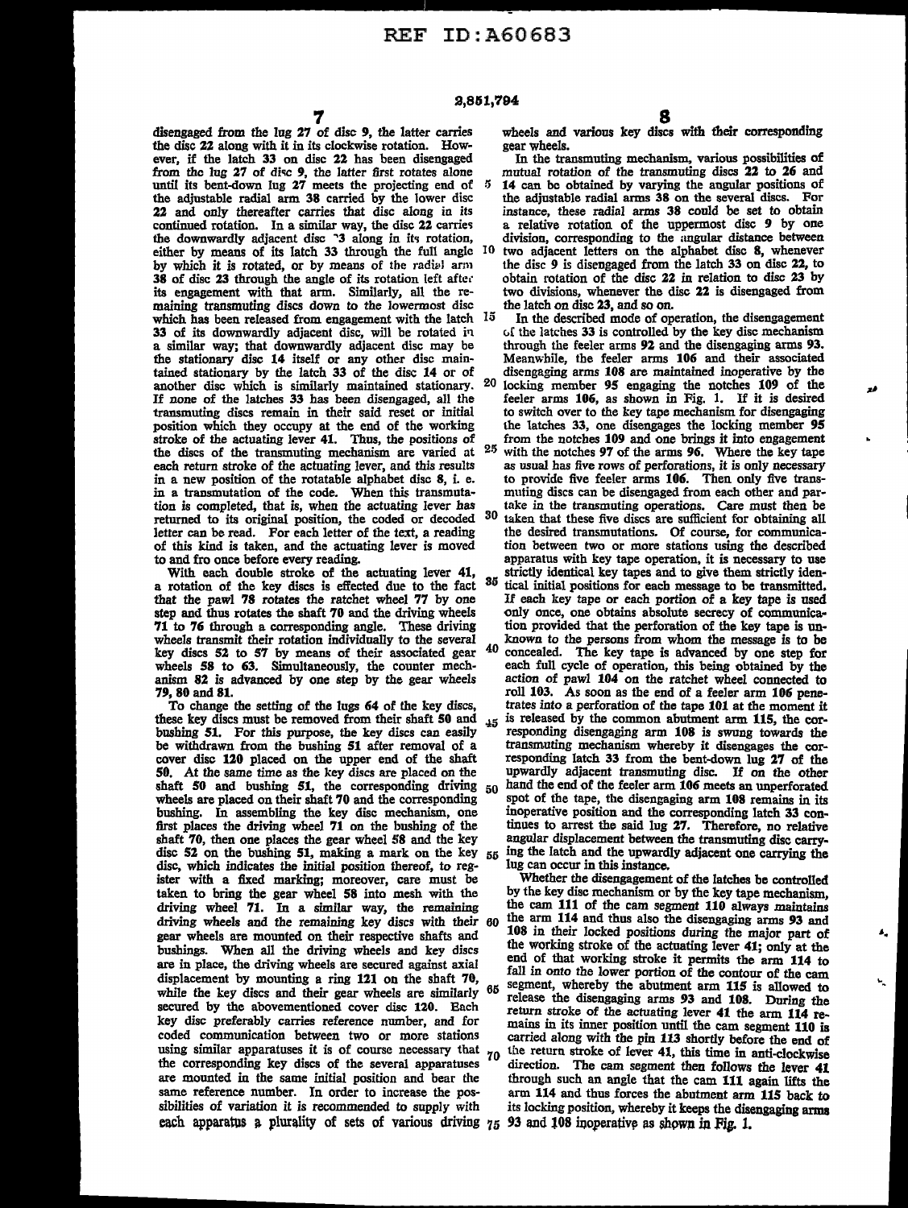disengaged from the lug 27 of disc 9, the latter carries the disc 22 along with it in its clockwise rotation. However, if the latch 33 on disc 22 has been disengaged from the lug 27 of disc 9, the latter first rotates alone until its bent-down lug 27 meets the projecting end of the adjustable radial arm 38 carried by the lower disc 22 and only thereafter carries that disc along in its continued rotation. In a similar way, the disc 22 carries the downwardly adjacent disc 23 along in its rotation, either by means of its latch 33 through the full angle by which it is rotated, or by means of the radial arm 38 of disc 23 through the angle of its rotation left after its engagement with that arm. Similarly, all the remaining transmuting discs down to the lowermost disc which has been released from engagement with the latch 33 of its downwardly adjacent disc, will be rotated in a similar way; that downwardly adjacent disc may be the stationary disc 14 itself or any other disc maintained stationary by the latch 33 of the disc 14 or of another disc which is similarly maintained stationary. If none of the latches 33 has been disengaged, all the transmuting discs remain in their said reset or initial position which they occupy at the end of the working stroke of the actuating lever 41. Thus, the positions of the discs of the transmuting mechanism are varied at each return stroke of the actuating lever, and this results in a new position of the rotatable alphabet disc 8, i. e. in a transmutation of the code. When this transmutation is completed, that is, when the actuating lever has returned to its original position, the coded or decoded letter can be read. For each letter of the text, a reading of this kind is taken, and the actuating lever is moved to and fro once before every reading.

With each double stroke of the actuating lever 41, a rotation of the key discs is effected due to the fact that the pawl 78 rotates the ratchet wheel 77 by one step and thus rotates the shaft 70 and the driving wheels 71 to 76 through a corresponding angle. These driving wheels transmit their rotation individually to the several key discs 52 to 57 by means of their associated gear wheels 58 to 63. Simultaneously, the counter mechanism 82 is advanced by one step by the gear wheels 79, 80 and 81.

To change the setting of the lugs 64 of the key discs, these key discs must be removed from their shaft 50 and bushing 51. For this purpose, the key discs can easily be withdrawn from the bushing 51 after removal of a cover disc 120 placed on the upper end of the shaft 50. At the same time as the key discs are placed on the shaft 50 and bushing 51, the corresponding driving wheels are placed on their shaft 70 and the corresponding bushing. In assembling the key disc mechanism, one first places the driving wheel 71 on the bushing of the shaft 70, then one places the gear wheel 58 and the key disc 52 on the bushing 51, making a mark on the key disc, which indicates the initial position thereof, to register with a fixed marking; moreover, care must be taken to bring the gear wheel 58 into mesh with the driving wheel 71. In a similar way, the remaining driving wheels and the remaining key discs with their gear wheels are mounted on their respective shafts and bushings. When all the driving wheels and key discs are in place, the driving wheels are secured against axial displacement by mounting a ring 121 on the shaft 70, while the key discs and their gear wheels are similarly secured by the abovementioned cover disc 120. Each key disc preferably carries reference number, and for coded communication between two or more stations using similar apparatuses it is of course necessary that the corresponding key discs of the several apparatuses are mounted in the same initial position and bear the same reference number. In order to increase the possibilities of variation it is recommended to supply with each apparatus a plurality of sets of various driving wheels and various key discs with their corresponding gear wheels.

In the transmuting mechanism, various possibilities of mutual rotation of the transmuting discs 22 to 26 and 14 can be obtained by varying the angular positions of the adjustable radial arms 38 on the several discs. For instance, these radial arms 38 could be set to obtain a relative rotation of the uppermost disc 9 by one division, corresponding to the angular distance between two adjacent letters on the alphabet disc 8, whenever the disc 9 is disengaged from the latch 33 on disc 22, to obtain rotation of the disc 22 in relation to disc 23 by two divisions, whenever the disc 22 is disengaged from the latch on disc 23, and so on.

In the described mode of operation, the disengagement of the latches 33 is controlled by the key disc mechanism through the feeler arms 92 and the disengaging arms 93. Meanwhile, the feeler arms 106 and their associated disengaging arms 108 are maintained inoperative by the locking member 95 engaging the notches 109 of the feeler arms 106, as shown in Fig. 1. If it is desired to switch over to the key tape mechanism for disengaging the latches 33, one disengages the locking member 95 from the notches 109 and one brings it into engagement with the notches 97 of the arms 96. Where the key tape as usual has five rows of perforations, it is only necessary to provide five feeler arms 106. Then only five transmuting discs can be disengaged from each other and partake in the transmuting operations. Care must then be taken that these five discs are sufficient for obtaining all the desired transmutations. Of course, for communication between two or more stations using the described apparatus with key tape operation, it is necessary to use strictly identical key tapes and to give them strictly identical initial positions for each message to be transmitted. If each key tape or each portion of a key tape is used only once, one obtains absolute secrecy of communication provided that the perforation of the key tape is unknown to the persons from whom the message is to be concealed. The key tape is advanced by one step for each full cycle of operation, this being obtained by the action of pawl 104 on the ratchet wheel connected to roll 103. As soon as the end of a feeler arm 106 penetrates into a perforation of the tape 101 at the moment it is released by the common abutment arm 115, the corresponding disengaging arm 108 is swung towards the transmuting mechanism whereby it disengages the corresponding latch 33 from the bent-down lug 27 of the upwardly adjacent transmuting disc. If on the other hand the end of the feeler arm 106 meets an unperforated spot of the tape, the disengaging arm 108 remains in its inoperative position and the corresponding latch 33 continues to arrest the said lug 27. Therefore, no relative angular displacement between the transmuting disc carrying the latch and the upwardly adjacent one carrying the lug can occur in this instance.

Whether the disengagement of the latches be controlled by the key disc mechanism or by the key tape mechanism, the cam 111 of the cam segment 110 always maintains the arm 114 and thus also the disengaging arms 93 and 108 in their locked positions during the major part of the working stroke of the actuating lever 41; only at the end of that working stroke it permits the arm 114 to fall in onto the lower portion of the contour of the cam segment, whereby the abutment arm 115 is allowed to release the disengaging arms 93 and 108. During the return stroke of the actuating lever 41 the arm 114 remains in its inner position until the cam segment 110 is carried along with the pin 113 shortly before the end of the return stroke of lever 41, this time in anti-clockwise direction. The cam segment then follows the lever 41 through such an angle that the cam 111 again lifts the arm 114 and thus forces the abutment arm 115 back to its locking position, whereby it keeps the disengaging arms 93 and 108 inoperative as shown in Fig. 1.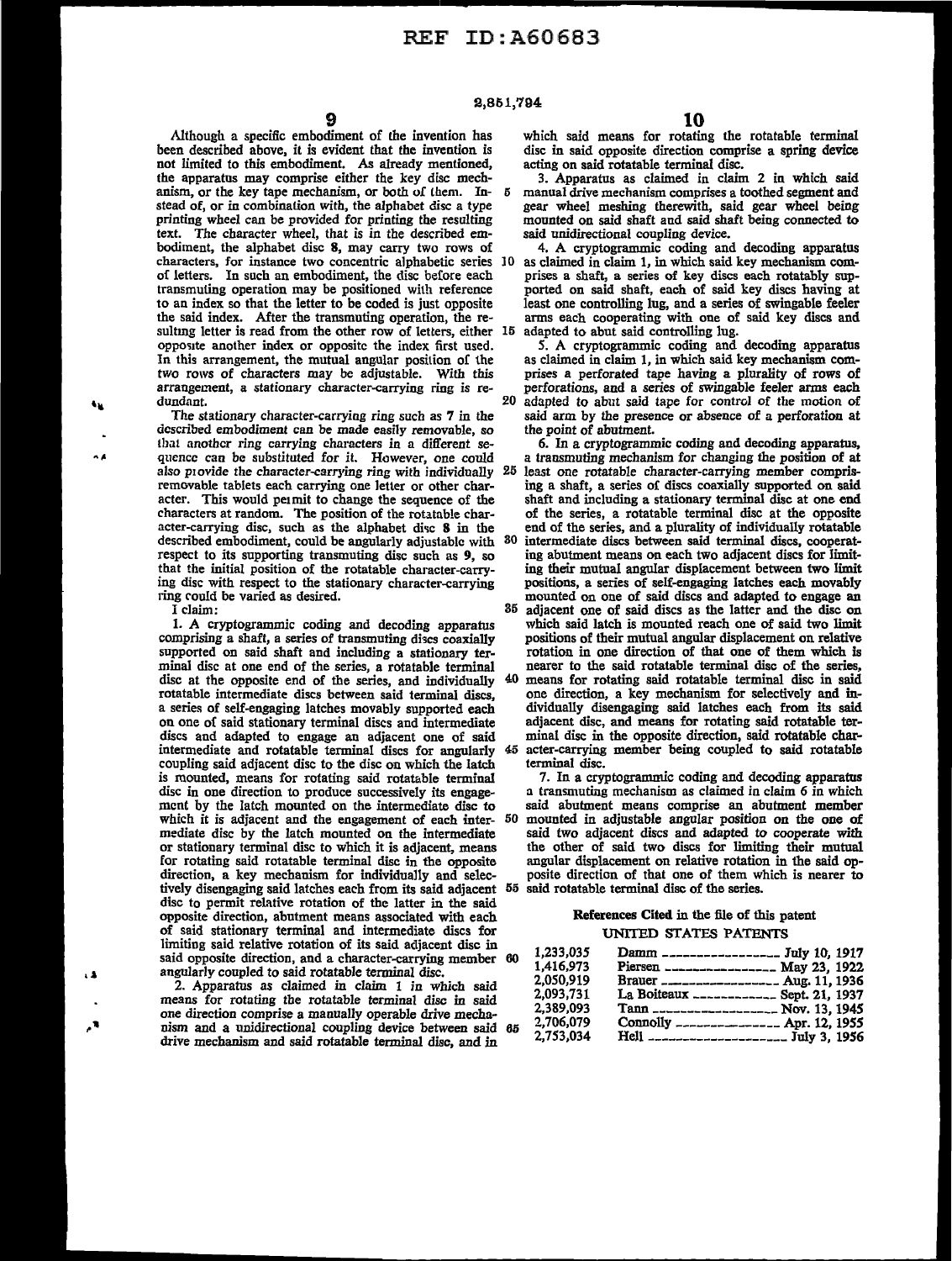Although a specific embodiment of the invention has been described above, it is evident that the invention is not limited to this embodiment. As already mentioned, the apparatus may comprise either the key disc mechanism, or the key tape mechanism, or both of them. Instead of, or in combination with, the alphabet disc a type printing wheel can be provided for printing the resulting text. The character wheel, that is in the described embodiment, the alphabet disc 8, may carry two rows of characters, for instance two concentric alphabetic series of letters. In such an embodiment, the disc before each transmuting operation may be positioned with reference to an index so that the letter to be coded is just opposite the said index. After the transmuting operation, the resulting letter is read from the other row of letters, either opposite another index or opposite the index first used. In this arrangement, the mutual angular position of the two rows of characters may be adjustable. With this arrangement, a stationary character-carrying ring is redundant.

The stationary character-carrying ring such as 7 in the described embodiment can be made easily removable, so that another ring carrying characters in a different sequence can be substituted for it. However, one could also provide the character-carrying ring with individually removable tablets each carrying one letter or other character. This would permit to change the sequence of the characters at random. The position of the rotatable character-carrying disc, such as the alphabet disc 8 in the described embodiment, could be angularly adjustable with respect to its supporting transmuting disc such as 9, so that the initial position of the rotatable character-carrying disc with respect to the stationary character-carrying ring could be varied as desired.

I claim:

1. A cryptogrammic coding and decoding apparatus comprising a shaft, a series of transmuting discs coaxially supported on said shaft and including a stationary terminal disc at one end of the series, a rotatable terminal disc at the opposite end of the series, and individually rotatable intermediate discs between said terminal discs, a series of self-engaging latches movably supported each on one of said stationary terminal discs and intermediate discs and adapted to engage an adjacent one of said intermediate and rotatable terminal discs for angularly coupling said adjacent disc to the disc on which the latch is mounted, means for rotating said rotatable terminal disc in one direction to produce successively its engagement by the latch mounted on the intermediate disc to which it is adjacent and the engagement of each intermediate disc by the latch mounted on the intermediate or stationary terminal disc to which it is adjacent, means for rotating said rotatable terminal disc in the opposite direction, a key mechanism for individually and selectively disengaging said latches each from its said adjacent disc to permit relative rotation of the latter in the said opposite direction, abutment means associated with each of said stationary terminal and intermediate discs for limiting said relative rotation of its said adjacent disc in said opposite direction, and a character-carrying member angularly coupled to said rotatable terminal disc.

2. Apparatus as claimed in claim 1 in which said means for rotating the rotatable terminal disc in said one direction comprise a manually operable drive mechanism and a unidirectional coupling device between said drive mechanism and said rotatable terminal disc, and in which said means for rotating the rotatable terminal disc in said opposite direction comprise a spring device acting on said rotatable terminal disc.

3. Apparatus as claimed in claim 2 in which said manual drive mechanism comprises a toothed segment and gear wheel meshing therewith, said gear wheel being mounted on said shaft and said shaft being connected to said unidirectional coupling device.

4. A cryptogrammic coding and decoding apparatus as claimed in claim 1, in which said key mechanism comprises a shaft, a series of key discs each rotatably supported on said shaft, each of said key discs having at least one controlling lug, and a series of swingable feeler arms each cooperating with one of said key discs and adapted to abut said controlling lug.

5. A cryptogrammic coding and decoding apparatus as claimed in claim 1, in which said key mechanism comprises a perforated tape having a plurality of rows of perforations, and a series of swingable feeler arms each adapted to abut said tape for control of the motion of said arm by the presence or absence of a perforation at the point of abutment.

6. In a cryptogrammic coding and decoding apparatus, a transmuting mechanism for changing the position of at least one rotatable character-carrying member comprising a shaft, a series of discs coaxially supported on said shaft and including a stationary terminal disc at one end of the series, a rotatable terminal disc at the opposite end of the series, and a plurality of individually rotatable intermediate discs between said terminal discs, cooperating abutment means on each two adjacent discs for limiting their mutual angular displacement between two limit positions, a series of self-engaging latches each movably mounted on one of said discs and adapted to engage an adjacent one of said discs as the latter and the disc on which said latch is mounted reach one of said two limit positions of their mutual angular displacement on relative rotation in one direction of that one of them which is nearer to the said rotatable terminal disc of the series, means for rotating said rotatable terminal disc in said one direction, a key mechanism for selectively and individually disengaging said latches each from its said adjacent disc, and means for rotating said rotatable terminal disc in the opposite direction, said rotatable character-carrying member being coupled to said rotatable terminal disc.

7. In a cryptogrammic coding and decoding apparatus a transmuting mechanism as claimed in claim 6 in which said abutment means comprise an abutment member mounted in adjustable angular position on the one of said two adjacent discs and adapted to cooperate with the other of said two discs for limiting their mutual angular displacement on relative rotation in the said opposite direction of that one of them which is nearer to said rotatable terminal disc of the series.

## References Cited in the file of this patent

### UNITED STATES PATENTS

| | | |
|---|---|---|
| 1,233,035 | Damm | July 10, 1917 |
| 1,416,973 | Piersen | May 23, 1922 |
| 2,050,919 | Brauer | Aug. 11, 1936 |
| 2,093,731 | La Boiteaux | Sept. 21, 1937 |
| 2,389,093 | Tann | Nov. 13, 1945 |
| 2,706,079 | Connolly | Apr. 12, 1955 |
| 2,753,034 | Hell | July 3, 1956 |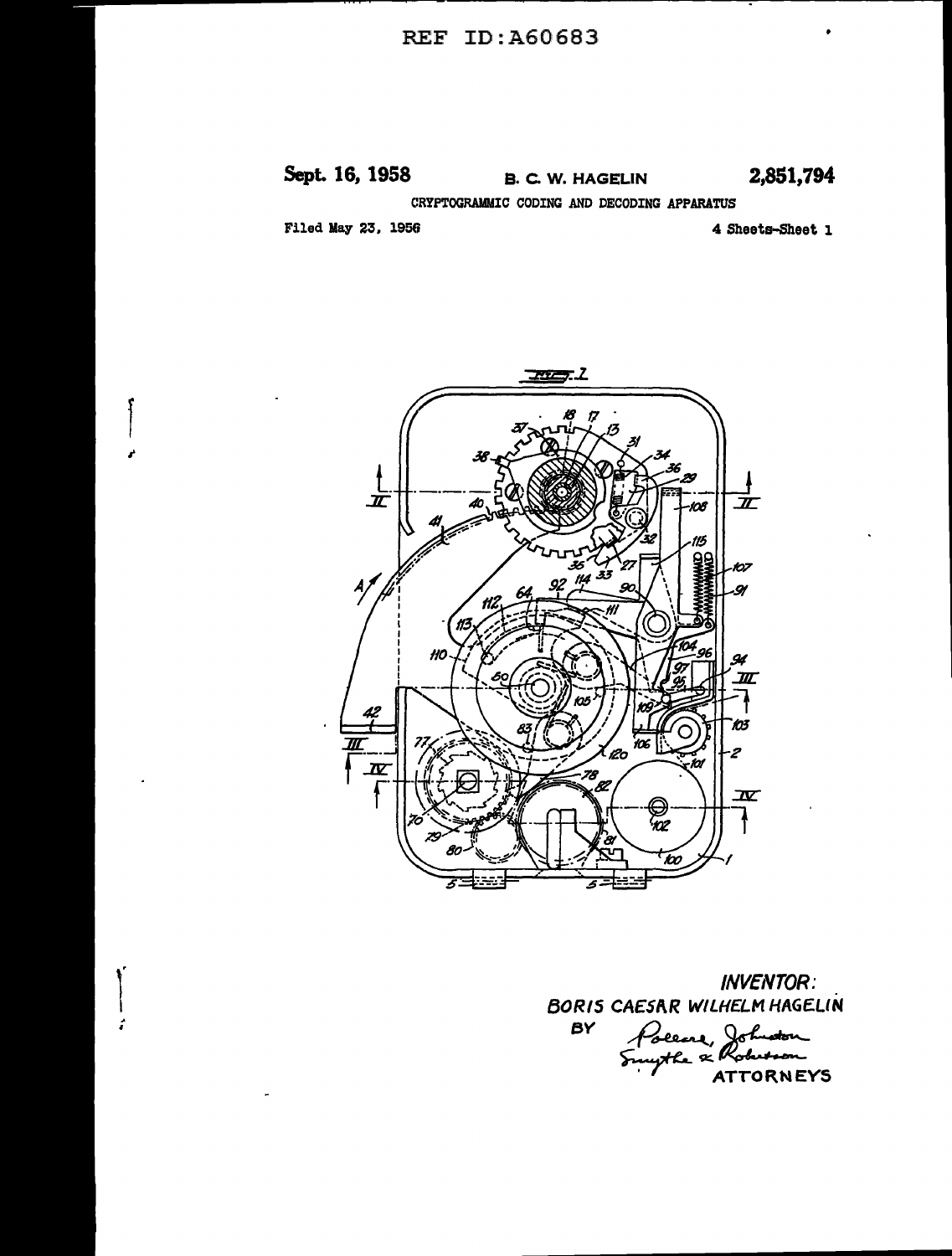REF ID:A60683

Sept. 16, 1958 B. C. W. HAGELIN 2,851,794

CRYPTOGRAMMIC CODING AND DECODING APPARATUS

Filed May 23, 1956 4 Sheets-Sheet 1

INVENTOR:
BORIS CAESAR WILHELM HAGELIN

BY Pollard, Johnston, Smythe & Robertson

ATTORNEYS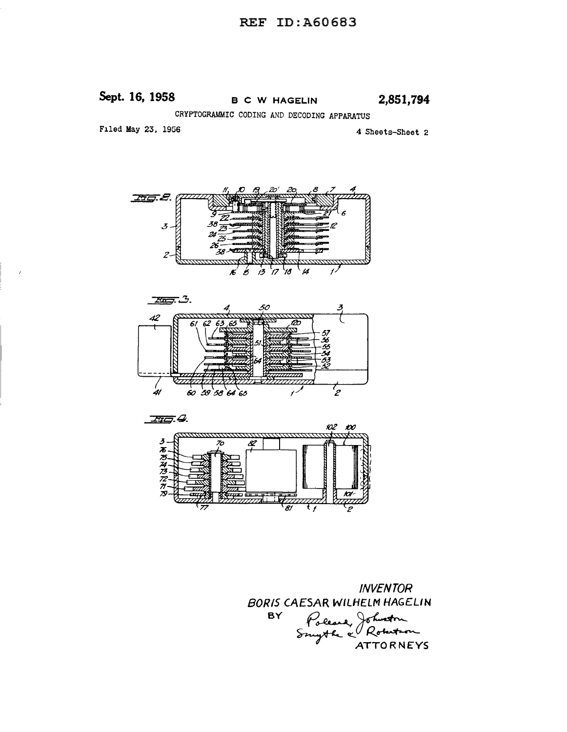REF ID:A60683

Sept. 16, 1958 B C W HAGELIN 2,851,794

CRYPTOGRAMMIC CODING AND DECODING APPARATUS

Filed May 23, 1956 4 Sheets-Sheet 2

INVENTOR
BORIS CAESAR WILHELM HAGELIN
BY Pollard, Johnston Smythe & Robertson
ATTORNEYS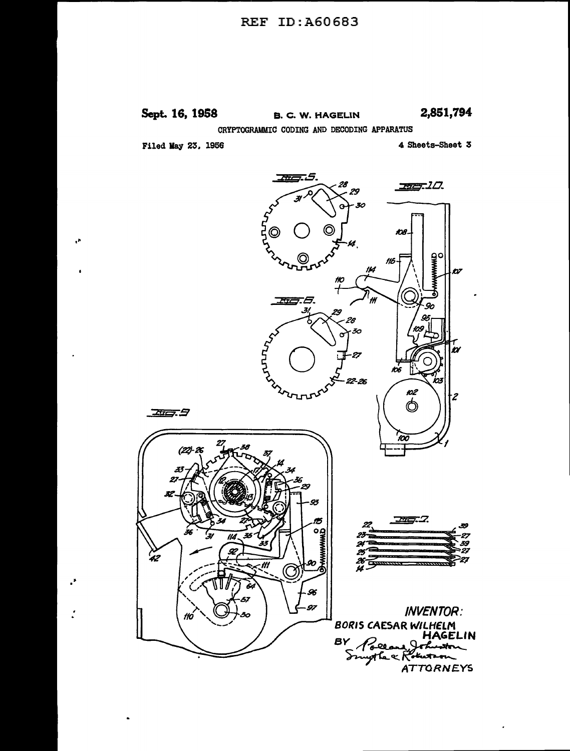REF ID:A60683

Sept. 16, 1958 B. C. W. HAGELIN 2,851,794

CRYPTOGRAMMIC CODING AND DECODING APPARATUS

Filed May 23, 1956 4 Sheets-Sheet 3

FIG. 5.

28
29
31
30
14

FIG. 6.

31
29
28
30
27
22-26

FIG. 10.

108
107
116
114
110
111
90
95
109
101
106
103
102
2
100
1

FIG. 9

27
38
(22)-26
37
14
34
33
27
12
17
36
29
32
13
93
36
34
31
27
114
35
33
115
42
92
111
90
64
57
96
110
50
97

FIG. 7.

22
39
23
27
24
39
25
27
26
27
14

INVENTOR:
BORIS CAESAR WILHELM HAGELIN

BY Pollard, Johnston, Smythe & Robertson

ATTORNEYS